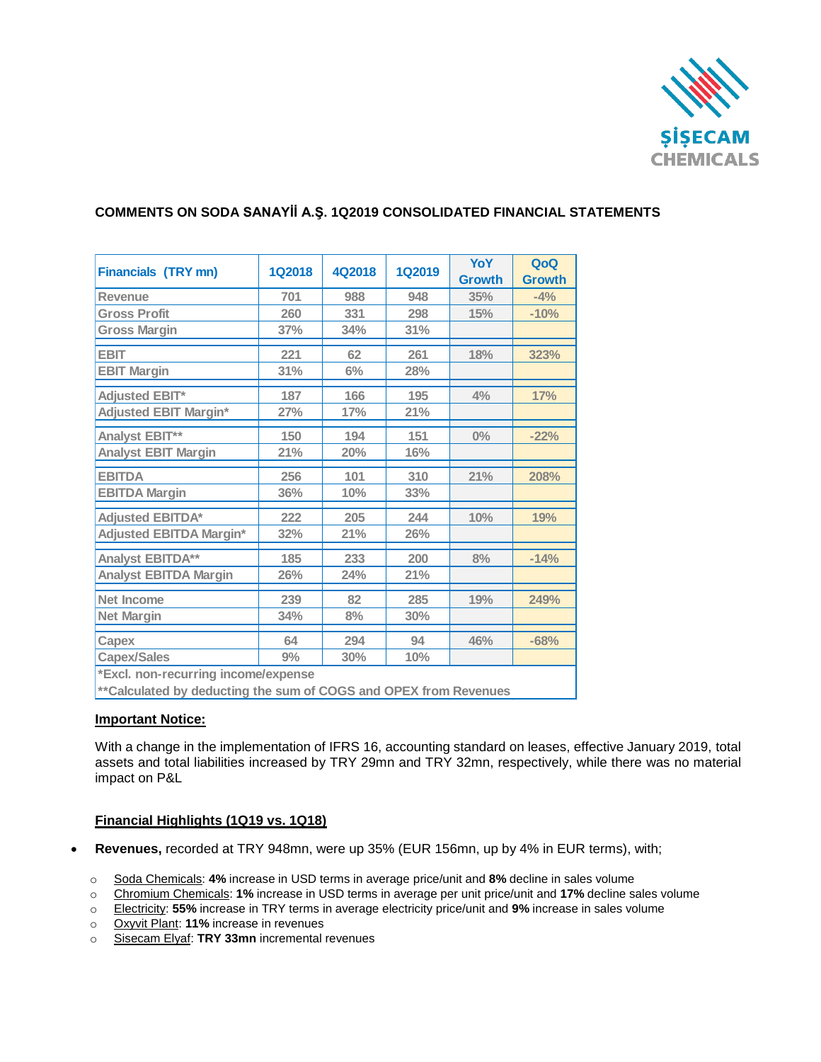## COMMENTS ON SODA SANAYİİ A.Ş. 1Q2019 CONSOLIDATED FINANCIAL STATEMENTS

| Financials (TRY mn) | 1Q2018 | 4Q2018 | 1Q2019 | YoY Growth | QoQ Growth |
|---|---|---|---|---|---|
| Revenue | 701 | 988 | 948 | 35% | -4% |
| Gross Profit | 260 | 331 | 298 | 15% | -10% |
| Gross Margin | 37% | 34% | 31% | | |
| EBIT | 221 | 62 | 261 | 18% | 323% |
| EBIT Margin | 31% | 6% | 28% | | |
| Adjusted EBIT* | 187 | 166 | 195 | 4% | 17% |
| Adjusted EBIT Margin* | 27% | 17% | 21% | | |
| Analyst EBIT** | 150 | 194 | 151 | 0% | -22% |
| Analyst EBIT Margin | 21% | 20% | 16% | | |
| EBITDA | 256 | 101 | 310 | 21% | 208% |
| EBITDA Margin | 36% | 10% | 33% | | |
| Adjusted EBITDA* | 222 | 205 | 244 | 10% | 19% |
| Adjusted EBITDA Margin* | 32% | 21% | 26% | | |
| Analyst EBITDA** | 185 | 233 | 200 | 8% | -14% |
| Analyst EBITDA Margin | 26% | 24% | 21% | | |
| Net Income | 239 | 82 | 285 | 19% | 249% |
| Net Margin | 34% | 8% | 30% | | |
| Capex | 64 | 294 | 94 | 46% | -68% |
| Capex/Sales | 9% | 30% | 10% | | |

*Excl. non-recurring income/expense

**Calculated by deducting the sum of COGS and OPEX from Revenues

**Important Notice:**

With a change in the implementation of IFRS 16, accounting standard on leases, effective January 2019, total assets and total liabilities increased by TRY 29mn and TRY 32mn, respectively, while there was no material impact on P&L

**Financial Highlights (1Q19 vs. 1Q18)**

- **Revenues,** recorded at TRY 948mn, were up 35% (EUR 156mn, up by 4% in EUR terms), with;
  - Soda Chemicals: **4%** increase in USD terms in average price/unit and **8%** decline in sales volume
  - Chromium Chemicals: **1%** increase in USD terms in average per unit price/unit and **17%** decline sales volume
  - Electricity: **55%** increase in TRY terms in average electricity price/unit and **9%** increase in sales volume
  - Oxyvit Plant: **11%** increase in revenues
  - Sisecam Elyaf: **TRY 33mn** incremental revenues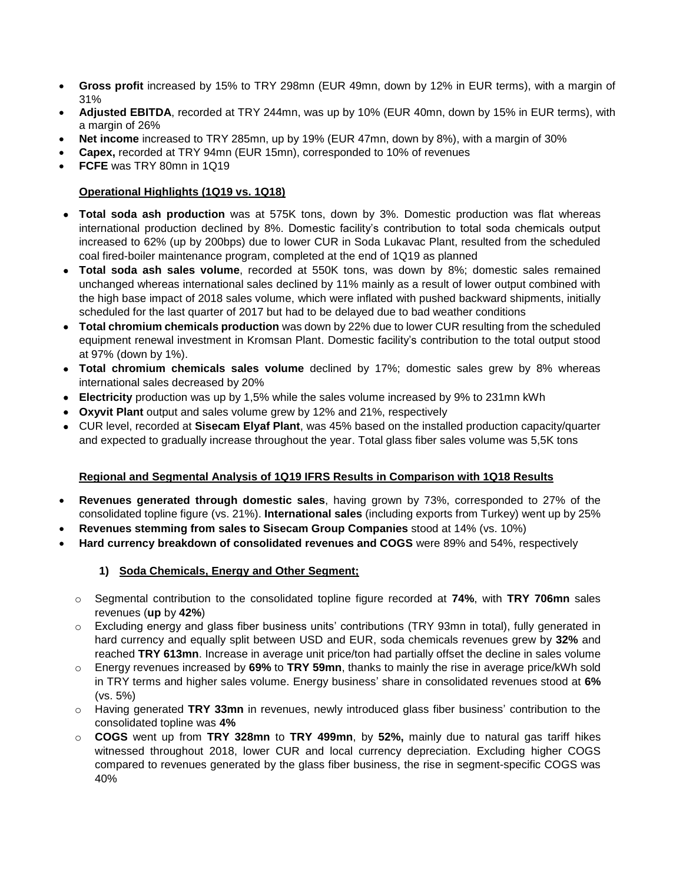- **Gross profit** increased by 15% to TRY 298mn (EUR 49mn, down by 12% in EUR terms), with a margin of 31%
- **Adjusted EBITDA**, recorded at TRY 244mn, was up by 10% (EUR 40mn, down by 15% in EUR terms), with a margin of 26%
- **Net income** increased to TRY 285mn, up by 19% (EUR 47mn, down by 8%), with a margin of 30%
- **Capex,** recorded at TRY 94mn (EUR 15mn), corresponded to 10% of revenues
- **FCFE** was TRY 80mn in 1Q19

**Operational Highlights (1Q19 vs. 1Q18)**

- **Total soda ash production** was at 575K tons, down by 3%. Domestic production was flat whereas international production declined by 8%. Domestic facility's contribution to total soda chemicals output increased to 62% (up by 200bps) due to lower CUR in Soda Lukavac Plant, resulted from the scheduled coal fired-boiler maintenance program, completed at the end of 1Q19 as planned
- **Total soda ash sales volume**, recorded at 550K tons, was down by 8%; domestic sales remained unchanged whereas international sales declined by 11% mainly as a result of lower output combined with the high base impact of 2018 sales volume, which were inflated with pushed backward shipments, initially scheduled for the last quarter of 2017 but had to be delayed due to bad weather conditions
- **Total chromium chemicals production** was down by 22% due to lower CUR resulting from the scheduled equipment renewal investment in Kromsan Plant. Domestic facility's contribution to the total output stood at 97% (down by 1%).
- **Total chromium chemicals sales volume** declined by 17%; domestic sales grew by 8% whereas international sales decreased by 20%
- **Electricity** production was up by 1,5% while the sales volume increased by 9% to 231mn kWh
- **Oxyvit Plant** output and sales volume grew by 12% and 21%, respectively
- CUR level, recorded at **Sisecam Elyaf Plant**, was 45% based on the installed production capacity/quarter and expected to gradually increase throughout the year. Total glass fiber sales volume was 5,5K tons

**Regional and Segmental Analysis of 1Q19 IFRS Results in Comparison with 1Q18 Results**

- **Revenues generated through domestic sales**, having grown by 73%, corresponded to 27% of the consolidated topline figure (vs. 21%). **International sales** (including exports from Turkey) went up by 25%
- **Revenues stemming from sales to Sisecam Group Companies** stood at 14% (vs. 10%)
- **Hard currency breakdown of consolidated revenues and COGS** were 89% and 54%, respectively

**1) Soda Chemicals, Energy and Other Segment;**

- Segmental contribution to the consolidated topline figure recorded at **74%**, with **TRY 706mn** sales revenues (**up** by **42%**)
- Excluding energy and glass fiber business units' contributions (TRY 93mn in total), fully generated in hard currency and equally split between USD and EUR, soda chemicals revenues grew by **32%** and reached **TRY 613mn**. Increase in average unit price/ton had partially offset the decline in sales volume
- Energy revenues increased by **69%** to **TRY 59mn**, thanks to mainly the rise in average price/kWh sold in TRY terms and higher sales volume. Energy business' share in consolidated revenues stood at **6%** (vs. 5%)
- Having generated **TRY 33mn** in revenues, newly introduced glass fiber business' contribution to the consolidated topline was **4%**
- **COGS** went up from **TRY 328mn** to **TRY 499mn**, by **52%,** mainly due to natural gas tariff hikes witnessed throughout 2018, lower CUR and local currency depreciation. Excluding higher COGS compared to revenues generated by the glass fiber business, the rise in segment-specific COGS was 40%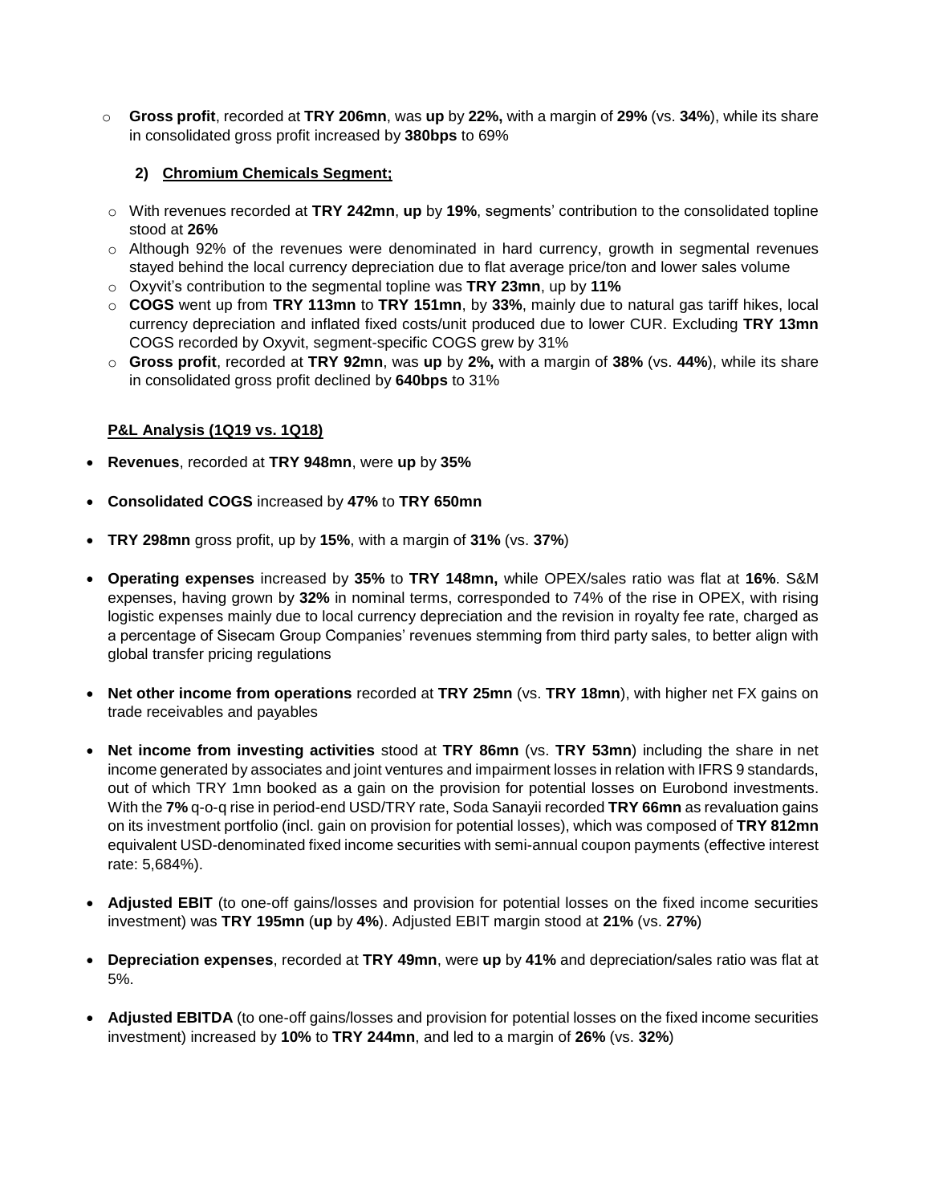- **Gross profit**, recorded at **TRY 206mn**, was **up** by **22%,** with a margin of **29%** (vs. **34%**), while its share in consolidated gross profit increased by **380bps** to 69%

**2) Chromium Chemicals Segment;**

- With revenues recorded at **TRY 242mn**, **up** by **19%**, segments' contribution to the consolidated topline stood at **26%**
- Although 92% of the revenues were denominated in hard currency, growth in segmental revenues stayed behind the local currency depreciation due to flat average price/ton and lower sales volume
- Oxyvit's contribution to the segmental topline was **TRY 23mn**, up by **11%**
- **COGS** went up from **TRY 113mn** to **TRY 151mn**, by **33%**, mainly due to natural gas tariff hikes, local currency depreciation and inflated fixed costs/unit produced due to lower CUR. Excluding **TRY 13mn** COGS recorded by Oxyvit, segment-specific COGS grew by 31%
- **Gross profit**, recorded at **TRY 92mn**, was **up** by **2%,** with a margin of **38%** (vs. **44%**), while its share in consolidated gross profit declined by **640bps** to 31%

**P&L Analysis (1Q19 vs. 1Q18)**

- **Revenues**, recorded at **TRY 948mn**, were **up** by **35%**

- **Consolidated COGS** increased by **47%** to **TRY 650mn**

- **TRY 298mn** gross profit, up by **15%**, with a margin of **31%** (vs. **37%**)

- **Operating expenses** increased by **35%** to **TRY 148mn,** while OPEX/sales ratio was flat at **16%**. S&M expenses, having grown by **32%** in nominal terms, corresponded to 74% of the rise in OPEX, with rising logistic expenses mainly due to local currency depreciation and the revision in royalty fee rate, charged as a percentage of Sisecam Group Companies' revenues stemming from third party sales, to better align with global transfer pricing regulations

- **Net other income from operations** recorded at **TRY 25mn** (vs. **TRY 18mn**), with higher net FX gains on trade receivables and payables

- **Net income from investing activities** stood at **TRY 86mn** (vs. **TRY 53mn**) including the share in net income generated by associates and joint ventures and impairment losses in relation with IFRS 9 standards, out of which TRY 1mn booked as a gain on the provision for potential losses on Eurobond investments. With the **7%** q-o-q rise in period-end USD/TRY rate, Soda Sanayii recorded **TRY 66mn** as revaluation gains on its investment portfolio (incl. gain on provision for potential losses), which was composed of **TRY 812mn** equivalent USD-denominated fixed income securities with semi-annual coupon payments (effective interest rate: 5,684%).

- **Adjusted EBIT** (to one-off gains/losses and provision for potential losses on the fixed income securities investment) was **TRY 195mn** (**up** by **4%**). Adjusted EBIT margin stood at **21%** (vs. **27%**)

- **Depreciation expenses**, recorded at **TRY 49mn**, were **up** by **41%** and depreciation/sales ratio was flat at 5%.

- **Adjusted EBITDA** (to one-off gains/losses and provision for potential losses on the fixed income securities investment) increased by **10%** to **TRY 244mn**, and led to a margin of **26%** (vs. **32%**)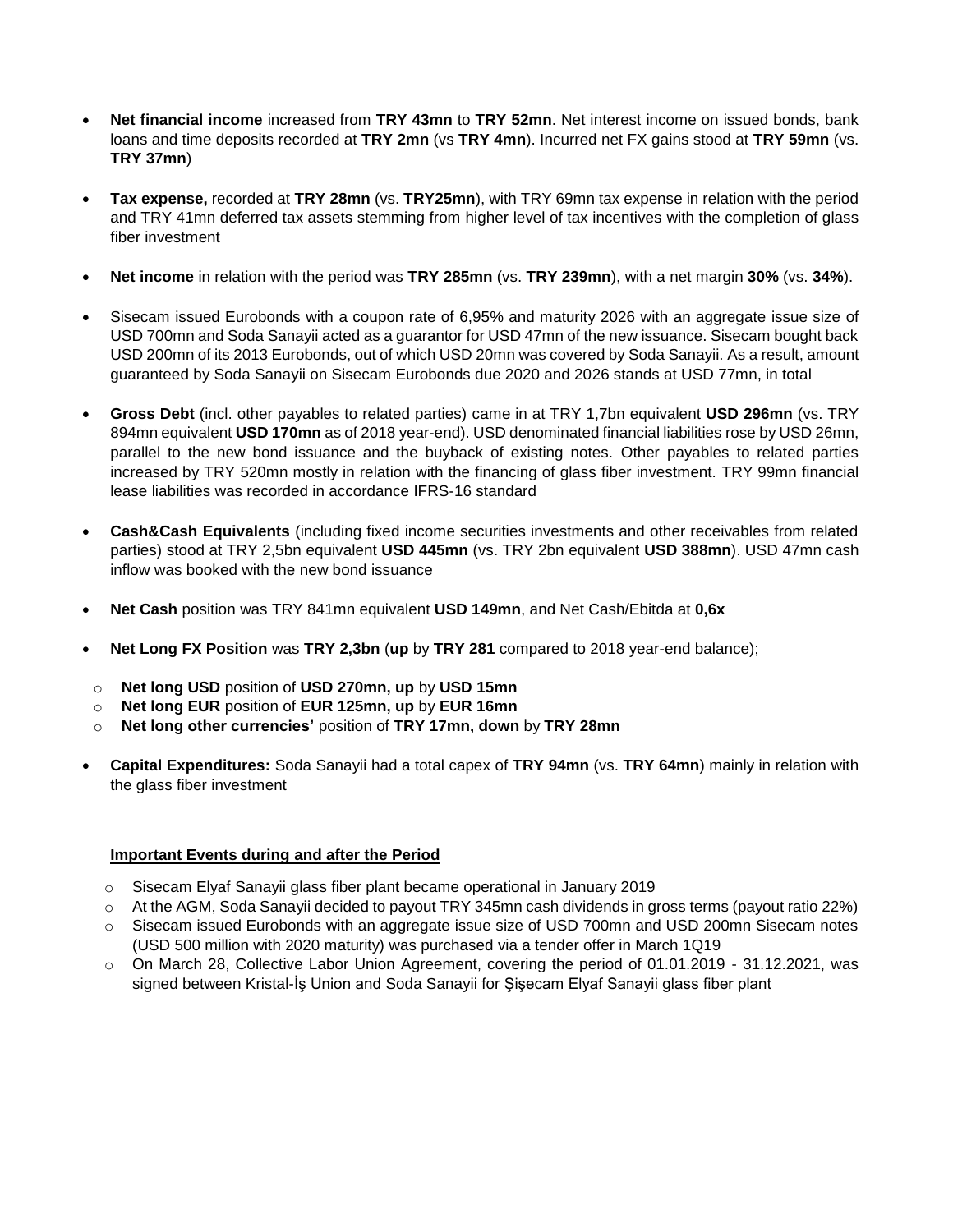- **Net financial income** increased from **TRY 43mn** to **TRY 52mn**. Net interest income on issued bonds, bank loans and time deposits recorded at **TRY 2mn** (vs **TRY 4mn**). Incurred net FX gains stood at **TRY 59mn** (vs. **TRY 37mn**)

- **Tax expense,** recorded at **TRY 28mn** (vs. **TRY25mn**), with TRY 69mn tax expense in relation with the period and TRY 41mn deferred tax assets stemming from higher level of tax incentives with the completion of glass fiber investment

- **Net income** in relation with the period was **TRY 285mn** (vs. **TRY 239mn**), with a net margin **30%** (vs. **34%**).

- Sisecam issued Eurobonds with a coupon rate of 6,95% and maturity 2026 with an aggregate issue size of USD 700mn and Soda Sanayii acted as a guarantor for USD 47mn of the new issuance. Sisecam bought back USD 200mn of its 2013 Eurobonds, out of which USD 20mn was covered by Soda Sanayii. As a result, amount guaranteed by Soda Sanayii on Sisecam Eurobonds due 2020 and 2026 stands at USD 77mn, in total

- **Gross Debt** (incl. other payables to related parties) came in at TRY 1,7bn equivalent **USD 296mn** (vs. TRY 894mn equivalent **USD 170mn** as of 2018 year-end). USD denominated financial liabilities rose by USD 26mn, parallel to the new bond issuance and the buyback of existing notes. Other payables to related parties increased by TRY 520mn mostly in relation with the financing of glass fiber investment. TRY 99mn financial lease liabilities was recorded in accordance IFRS-16 standard

- **Cash&Cash Equivalents** (including fixed income securities investments and other receivables from related parties) stood at TRY 2,5bn equivalent **USD 445mn** (vs. TRY 2bn equivalent **USD 388mn**). USD 47mn cash inflow was booked with the new bond issuance

- **Net Cash** position was TRY 841mn equivalent **USD 149mn**, and Net Cash/Ebitda at **0,6x**

- **Net Long FX Position** was **TRY 2,3bn** (**up** by **TRY 281** compared to 2018 year-end balance);
  - **Net long USD** position of **USD 270mn, up** by **USD 15mn**
  - **Net long EUR** position of **EUR 125mn, up** by **EUR 16mn**
  - **Net long other currencies'** position of **TRY 17mn, down** by **TRY 28mn**

- **Capital Expenditures:** Soda Sanayii had a total capex of **TRY 94mn** (vs. **TRY 64mn**) mainly in relation with the glass fiber investment

**Important Events during and after the Period**

- Sisecam Elyaf Sanayii glass fiber plant became operational in January 2019
- At the AGM, Soda Sanayii decided to payout TRY 345mn cash dividends in gross terms (payout ratio 22%)
- Sisecam issued Eurobonds with an aggregate issue size of USD 700mn and USD 200mn Sisecam notes (USD 500 million with 2020 maturity) was purchased via a tender offer in March 1Q19
- On March 28, Collective Labor Union Agreement, covering the period of 01.01.2019 - 31.12.2021, was signed between Kristal-İş Union and Soda Sanayii for Şişecam Elyaf Sanayii glass fiber plant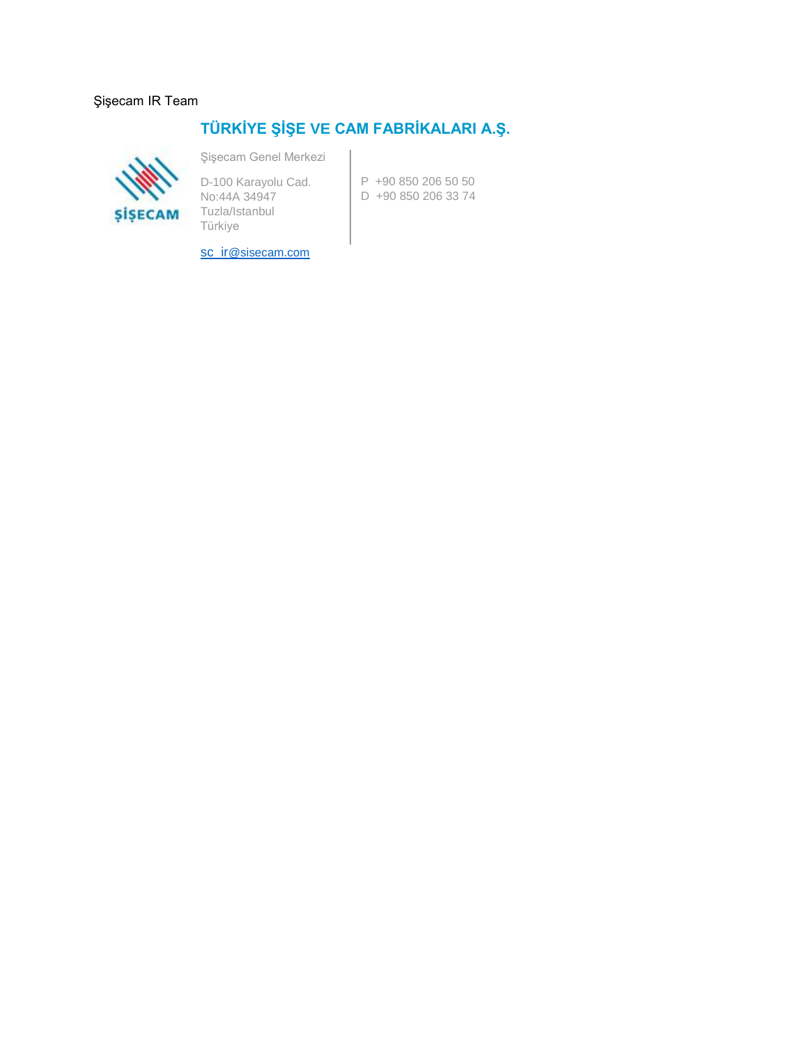Şişecam IR Team

**TÜRKİYE ŞİŞE VE CAM FABRİKALARI A.Ş.**

ŞİŞECAM

Şişecam Genel Merkezi

D-100 Karayolu Cad.
No:44A 34947
Tuzla/Istanbul
Türkiye

P +90 850 206 50 50
D +90 850 206 33 74

sc_ir@sisecam.com